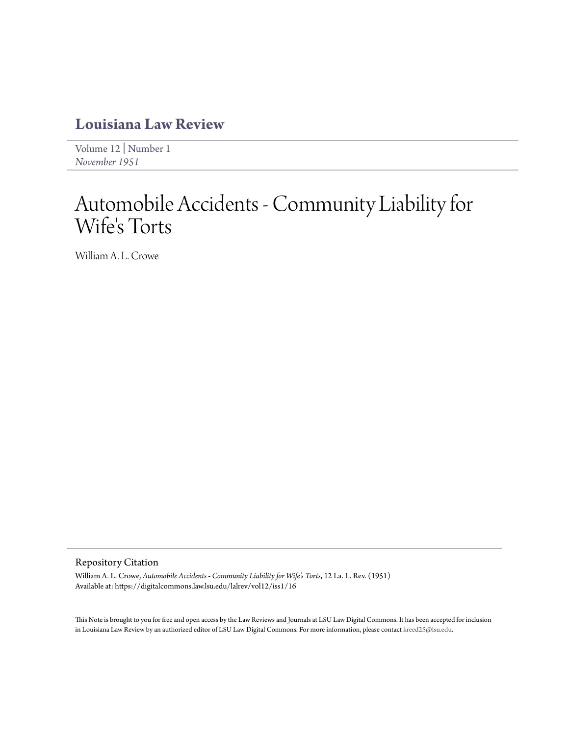# Louisiana Law Review

Volume 12 | Number 1
*November 1951*

# Automobile Accidents - Community Liability for Wife's Torts

William A. L. Crowe

## Repository Citation

William A. L. Crowe, *Automobile Accidents - Community Liability for Wife's Torts*, 12 La. L. Rev. (1951)
Available at: https://digitalcommons.law.lsu.edu/lalrev/vol12/iss1/16

This Note is brought to you for free and open access by the Law Reviews and Journals at LSU Law Digital Commons. It has been accepted for inclusion in Louisiana Law Review by an authorized editor of LSU Law Digital Commons. For more information, please contact kreed25@lsu.edu.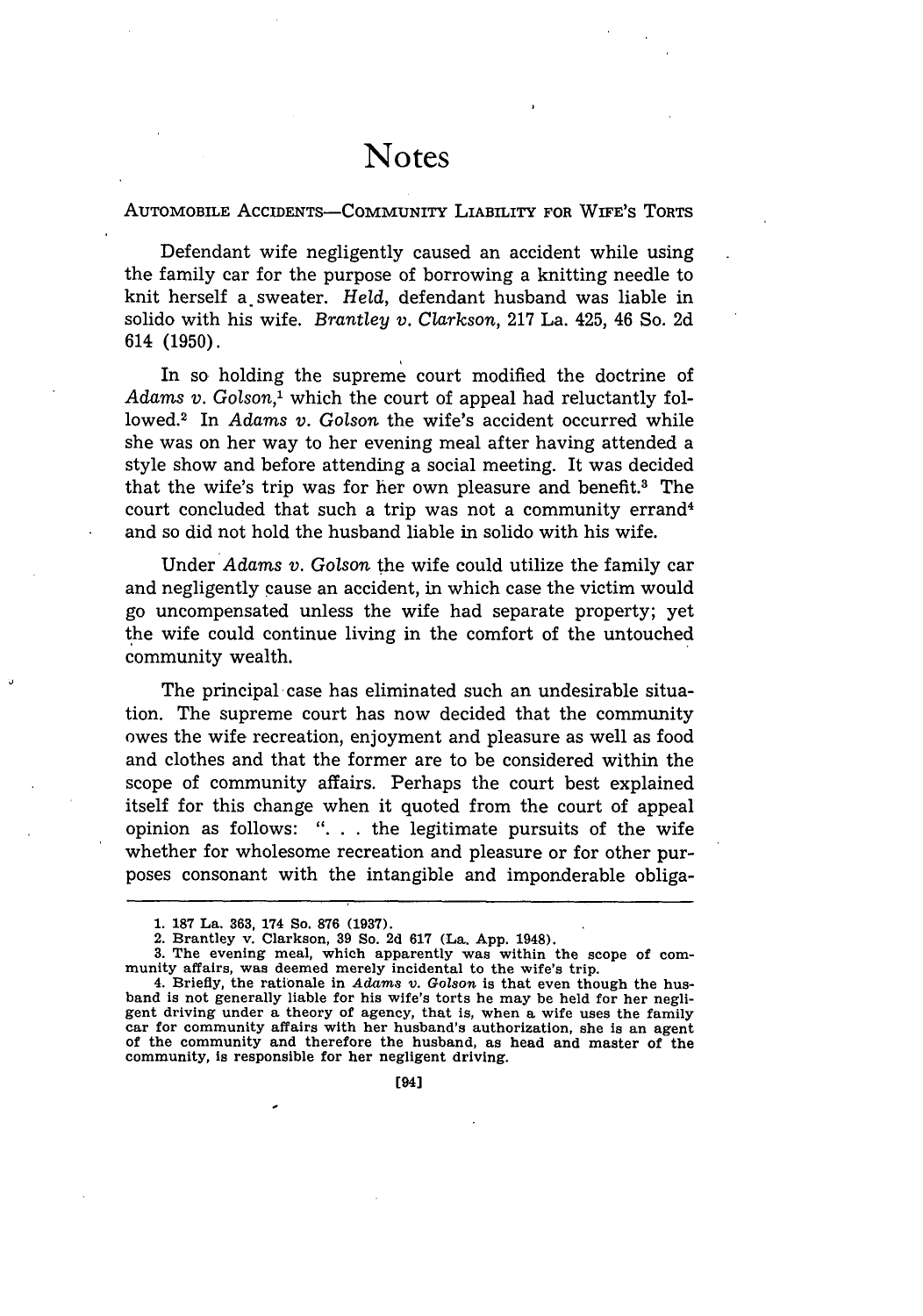# Notes

AUTOMOBILE ACCIDENTS—COMMUNITY LIABILITY FOR WIFE'S TORTS

Defendant wife negligently caused an accident while using the family car for the purpose of borrowing a knitting needle to knit herself a sweater. *Held*, defendant husband was liable in solido with his wife. *Brantley v. Clarkson*, 217 La. 425, 46 So. 2d 614 (1950).

In so holding the supreme court modified the doctrine of *Adams v. Golson*,[1] which the court of appeal had reluctantly followed.[2] In *Adams v. Golson* the wife's accident occurred while she was on her way to her evening meal after having attended a style show and before attending a social meeting. It was decided that the wife's trip was for her own pleasure and benefit.[3] The court concluded that such a trip was not a community errand[4] and so did not hold the husband liable in solido with his wife.

Under *Adams v. Golson* the wife could utilize the family car and negligently cause an accident, in which case the victim would go uncompensated unless the wife had separate property; yet the wife could continue living in the comfort of the untouched community wealth.

The principal case has eliminated such an undesirable situation. The supreme court has now decided that the community owes the wife recreation, enjoyment and pleasure as well as food and clothes and that the former are to be considered within the scope of community affairs. Perhaps the court best explained itself for this change when it quoted from the court of appeal opinion as follows: ". . . the legitimate pursuits of the wife whether for wholesome recreation and pleasure or for other purposes consonant with the intangible and imponderable obliga-

---

1. 187 La. 363, 174 So. 876 (1937).

2. Brantley v. Clarkson, 39 So. 2d 617 (La. App. 1948).

3. The evening meal, which apparently was within the scope of community affairs, was deemed merely incidental to the wife's trip.

4. Briefly, the rationale in *Adams v. Golson* is that even though the husband is not generally liable for his wife's torts he may be held for her negligent driving under a theory of agency, that is, when a wife uses the family car for community affairs with her husband's authorization, she is an agent of the community and therefore the husband, as head and master of the community, is responsible for her negligent driving.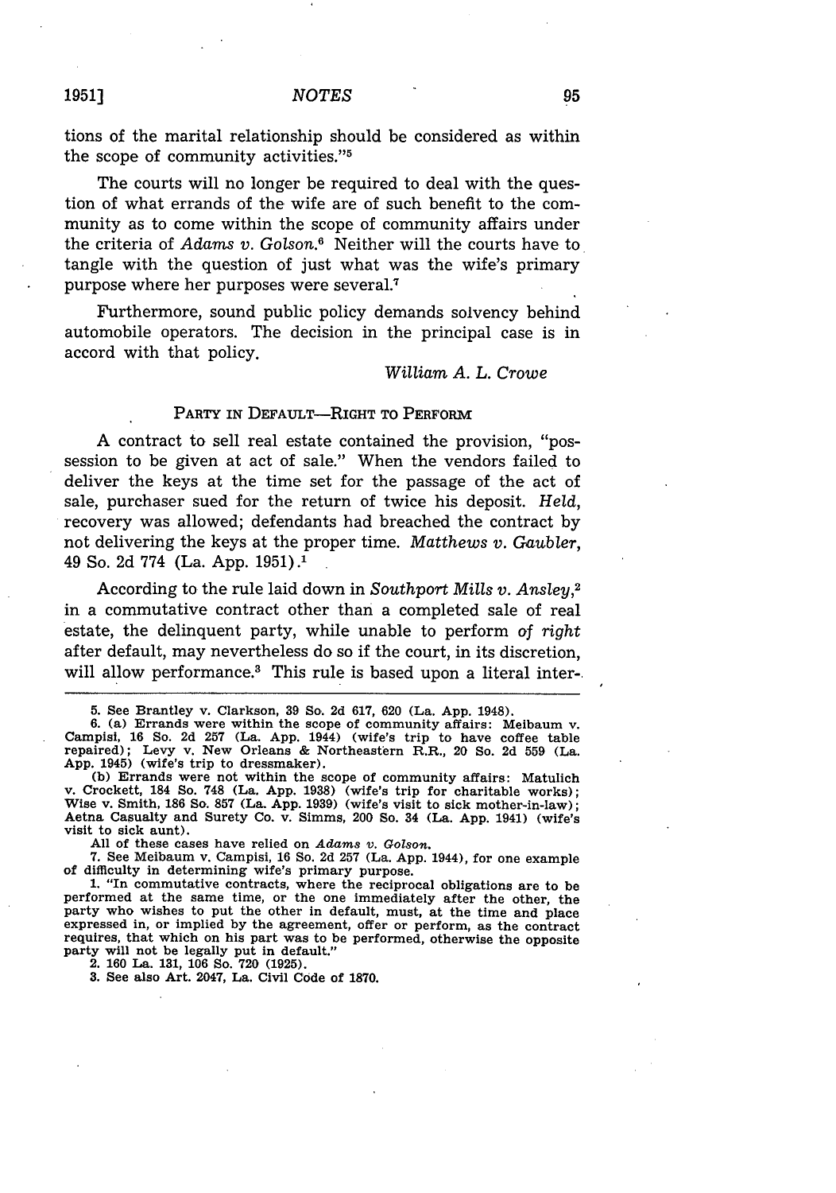tions of the marital relationship should be considered as within the scope of community activities."[5]

The courts will no longer be required to deal with the question of what errands of the wife are of such benefit to the community as to come within the scope of community affairs under the criteria of *Adams v. Golson*.[6] Neither will the courts have to tangle with the question of just what was the wife's primary purpose where her purposes were several.[7]

Furthermore, sound public policy demands solvency behind automobile operators. The decision in the principal case is in accord with that policy.

*William A. L. Crowe*

### PARTY IN DEFAULT—RIGHT TO PERFORM

A contract to sell real estate contained the provision, "possession to be given at act of sale." When the vendors failed to deliver the keys at the time set for the passage of the act of sale, purchaser sued for the return of twice his deposit. *Held*, recovery was allowed; defendants had breached the contract by not delivering the keys at the proper time. *Matthews v. Gaubler*, 49 So. 2d 774 (La. App. 1951).[1]

According to the rule laid down in *Southport Mills v. Ansley*,[2] in a commutative contract other than a completed sale of real estate, the delinquent party, while unable to perform *of right* after default, may nevertheless do so if the court, in its discretion, will allow performance.[3] This rule is based upon a literal inter-

---

5. See Brantley v. Clarkson, 39 So. 2d 617, 620 (La. App. 1948).

6. (a) Errands were within the scope of community affairs: Meibaum v. Campisi, 16 So. 2d 257 (La. App. 1944) (wife's trip to have coffee table repaired); Levy v. New Orleans & Northeastern R.R., 20 So. 2d 559 (La. App. 1945) (wife's trip to dressmaker).

(b) Errands were not within the scope of community affairs: Matulich v. Crockett, 184 So. 748 (La. App. 1938) (wife's trip for charitable works); Wise v. Smith, 186 So. 857 (La. App. 1939) (wife's visit to sick mother-in-law); Aetna Casualty and Surety Co. v. Simms, 200 So. 34 (La. App. 1941) (wife's visit to sick aunt).

All of these cases have relied on *Adams v. Golson*.

7. See Meibaum v. Campisi, 16 So. 2d 257 (La. App. 1944), for one example of difficulty in determining wife's primary purpose.

1. "In commutative contracts, where the reciprocal obligations are to be performed at the same time, or the one immediately after the other, the party who wishes to put the other in default, must, at the time and place expressed in, or implied by the agreement, offer or perform, as the contract requires, that which on his part was to be performed, otherwise the opposite party will not be legally put in default."

2. 160 La. 131, 106 So. 720 (1925).

3. See also Art. 2047, La. Civil Code of 1870.